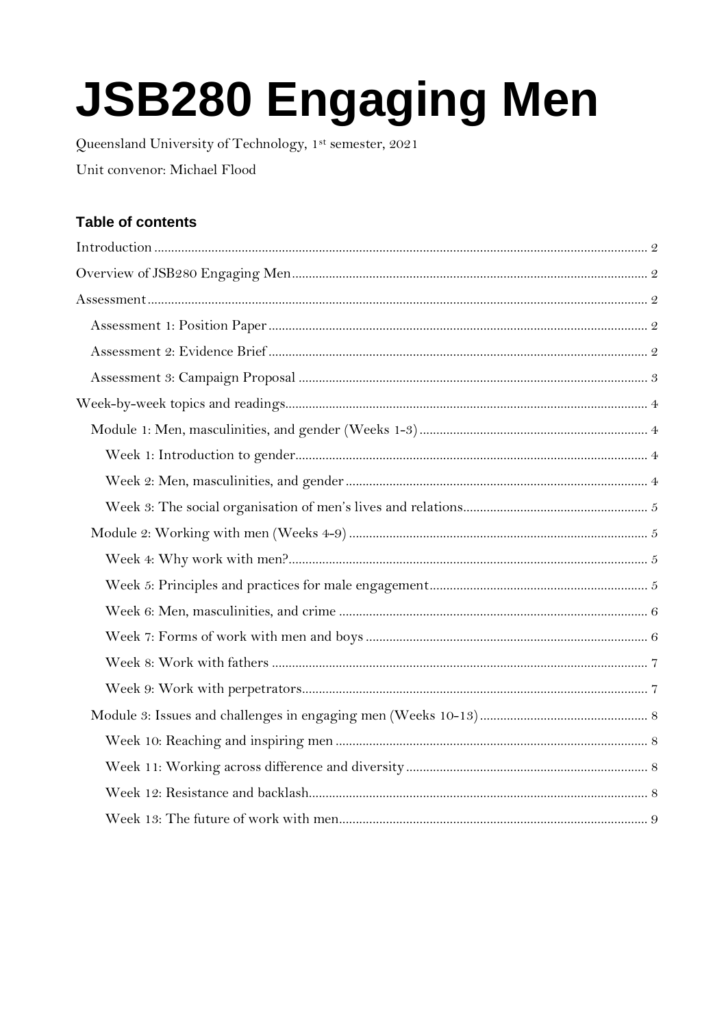# JSB280 Engaging Men

Queensland University of Technology, 1st semester, 2021

Unit convenor: Michael Flood

## Table of contents

- Introduction .......... 2
- Overview of JSB280 Engaging Men .......... 2
- Assessment .......... 2
  - Assessment 1: Position Paper .......... 2
  - Assessment 2: Evidence Brief .......... 2
  - Assessment 3: Campaign Proposal .......... 3
- Week-by-week topics and readings .......... 4
  - Module 1: Men, masculinities, and gender (Weeks 1-3) .......... 4
    - Week 1: Introduction to gender .......... 4
    - Week 2: Men, masculinities, and gender .......... 4
    - Week 3: The social organisation of men's lives and relations .......... 5
  - Module 2: Working with men (Weeks 4-9) .......... 5
    - Week 4: Why work with men? .......... 5
    - Week 5: Principles and practices for male engagement .......... 5
    - Week 6: Men, masculinities, and crime .......... 6
    - Week 7: Forms of work with men and boys .......... 6
    - Week 8: Work with fathers .......... 7
    - Week 9: Work with perpetrators .......... 7
  - Module 3: Issues and challenges in engaging men (Weeks 10-13) .......... 8
    - Week 10: Reaching and inspiring men .......... 8
    - Week 11: Working across difference and diversity .......... 8
    - Week 12: Resistance and backlash .......... 8
    - Week 13: The future of work with men .......... 9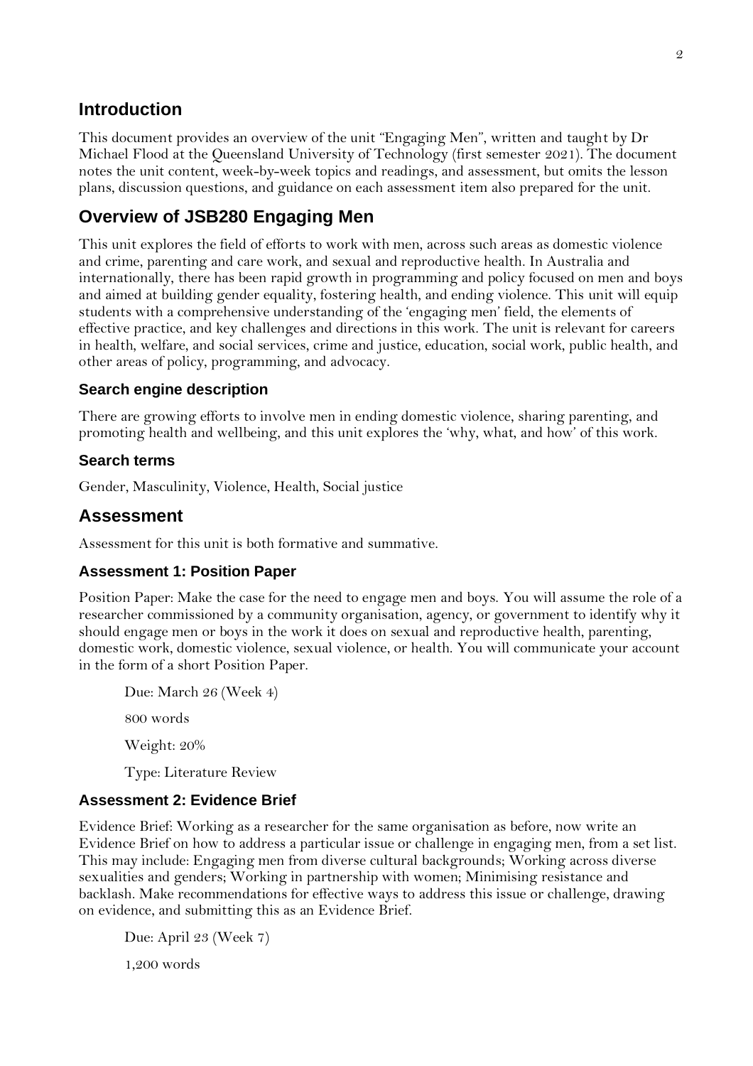## Introduction

This document provides an overview of the unit "Engaging Men", written and taught by Dr Michael Flood at the Queensland University of Technology (first semester 2021). The document notes the unit content, week-by-week topics and readings, and assessment, but omits the lesson plans, discussion questions, and guidance on each assessment item also prepared for the unit.

## Overview of JSB280 Engaging Men

This unit explores the field of efforts to work with men, across such areas as domestic violence and crime, parenting and care work, and sexual and reproductive health. In Australia and internationally, there has been rapid growth in programming and policy focused on men and boys and aimed at building gender equality, fostering health, and ending violence. This unit will equip students with a comprehensive understanding of the 'engaging men' field, the elements of effective practice, and key challenges and directions in this work. The unit is relevant for careers in health, welfare, and social services, crime and justice, education, social work, public health, and other areas of policy, programming, and advocacy.

### Search engine description

There are growing efforts to involve men in ending domestic violence, sharing parenting, and promoting health and wellbeing, and this unit explores the 'why, what, and how' of this work.

### Search terms

Gender, Masculinity, Violence, Health, Social justice

## Assessment

Assessment for this unit is both formative and summative.

### Assessment 1: Position Paper

Position Paper: Make the case for the need to engage men and boys. You will assume the role of a researcher commissioned by a community organisation, agency, or government to identify why it should engage men or boys in the work it does on sexual and reproductive health, parenting, domestic work, domestic violence, sexual violence, or health. You will communicate your account in the form of a short Position Paper.

Due: March 26 (Week 4)

800 words

Weight: 20%

Type: Literature Review

### Assessment 2: Evidence Brief

Evidence Brief: Working as a researcher for the same organisation as before, now write an Evidence Brief on how to address a particular issue or challenge in engaging men, from a set list. This may include: Engaging men from diverse cultural backgrounds; Working across diverse sexualities and genders; Working in partnership with women; Minimising resistance and backlash. Make recommendations for effective ways to address this issue or challenge, drawing on evidence, and submitting this as an Evidence Brief.

Due: April 23 (Week 7)

1,200 words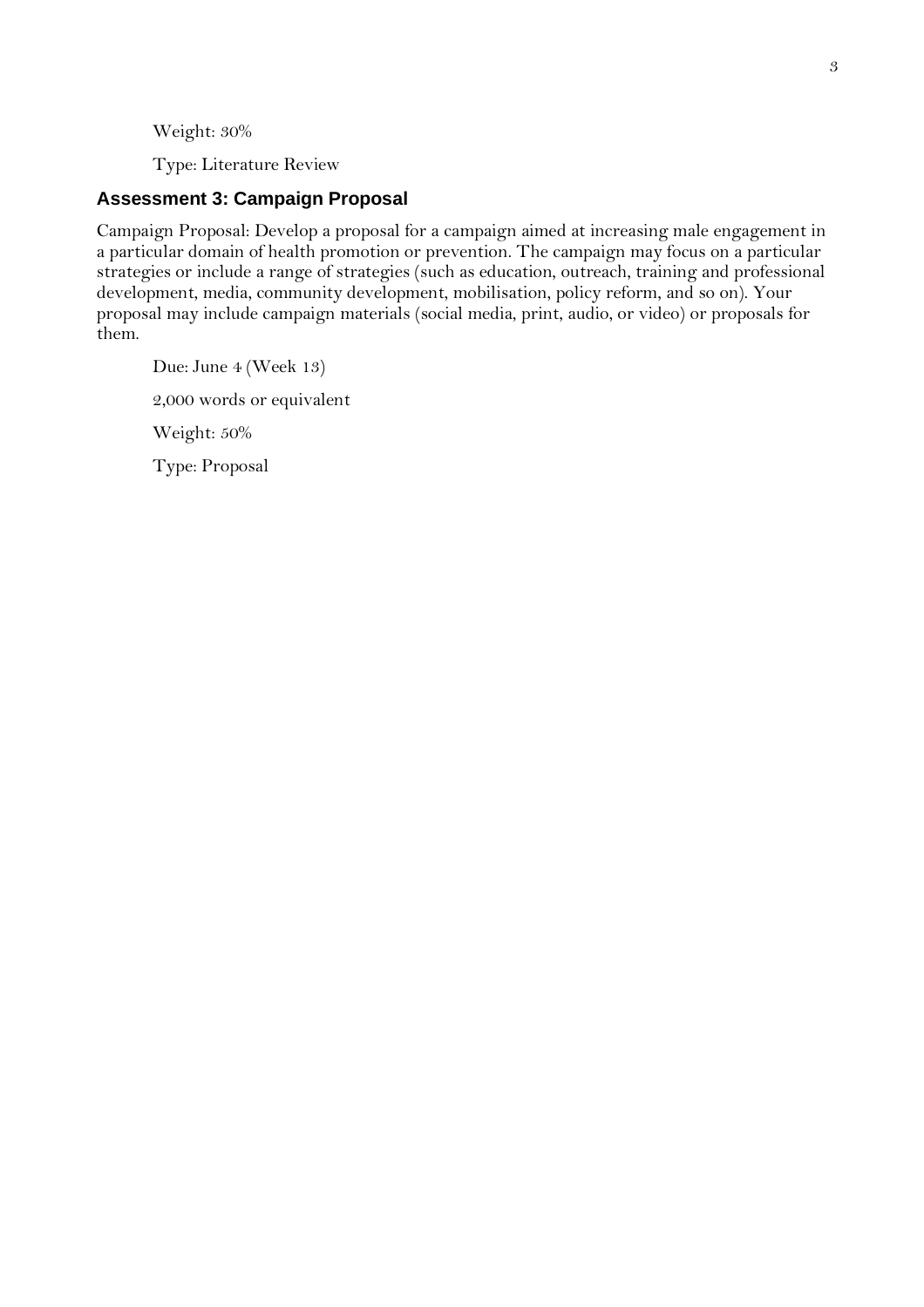Weight: 30%

Type: Literature Review

## Assessment 3: Campaign Proposal

Campaign Proposal: Develop a proposal for a campaign aimed at increasing male engagement in a particular domain of health promotion or prevention. The campaign may focus on a particular strategies or include a range of strategies (such as education, outreach, training and professional development, media, community development, mobilisation, policy reform, and so on). Your proposal may include campaign materials (social media, print, audio, or video) or proposals for them.

Due: June 4 (Week 13)

2,000 words or equivalent

Weight: 50%

Type: Proposal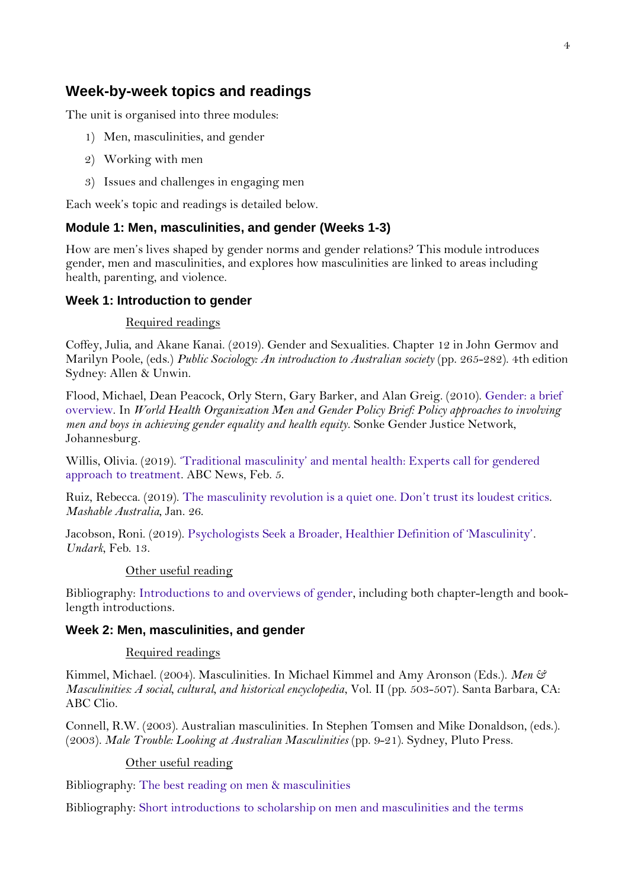## Week-by-week topics and readings

The unit is organised into three modules:

1) Men, masculinities, and gender
2) Working with men
3) Issues and challenges in engaging men

Each week's topic and readings is detailed below.

### Module 1: Men, masculinities, and gender (Weeks 1-3)

How are men's lives shaped by gender norms and gender relations? This module introduces gender, men and masculinities, and explores how masculinities are linked to areas including health, parenting, and violence.

### Week 1: Introduction to gender

Required readings

Coffey, Julia, and Akane Kanai. (2019). Gender and Sexualities. Chapter 12 in John Germov and Marilyn Poole, (eds.) *Public Sociology: An introduction to Australian society* (pp. 265-282). 4th edition Sydney: Allen & Unwin.

Flood, Michael, Dean Peacock, Orly Stern, Gary Barker, and Alan Greig. (2010). Gender: a brief overview. In *World Health Organization Men and Gender Policy Brief: Policy approaches to involving men and boys in achieving gender equality and health equity*. Sonke Gender Justice Network, Johannesburg.

Willis, Olivia. (2019). 'Traditional masculinity' and mental health: Experts call for gendered approach to treatment. ABC News, Feb. 5.

Ruiz, Rebecca. (2019). The masculinity revolution is a quiet one. Don't trust its loudest critics. *Mashable Australia*, Jan. 26.

Jacobson, Roni. (2019). Psychologists Seek a Broader, Healthier Definition of 'Masculinity'. *Undark*, Feb. 13.

Other useful reading

Bibliography: Introductions to and overviews of gender, including both chapter-length and book-length introductions.

### Week 2: Men, masculinities, and gender

Required readings

Kimmel, Michael. (2004). Masculinities. In Michael Kimmel and Amy Aronson (Eds.). *Men & Masculinities: A social, cultural, and historical encyclopedia*, Vol. II (pp. 503-507). Santa Barbara, CA: ABC Clio.

Connell, R.W. (2003). Australian masculinities. In Stephen Tomsen and Mike Donaldson, (eds.). (2003). *Male Trouble: Looking at Australian Masculinities* (pp. 9-21). Sydney, Pluto Press.

Other useful reading

Bibliography: The best reading on men & masculinities

Bibliography: Short introductions to scholarship on men and masculinities and the terms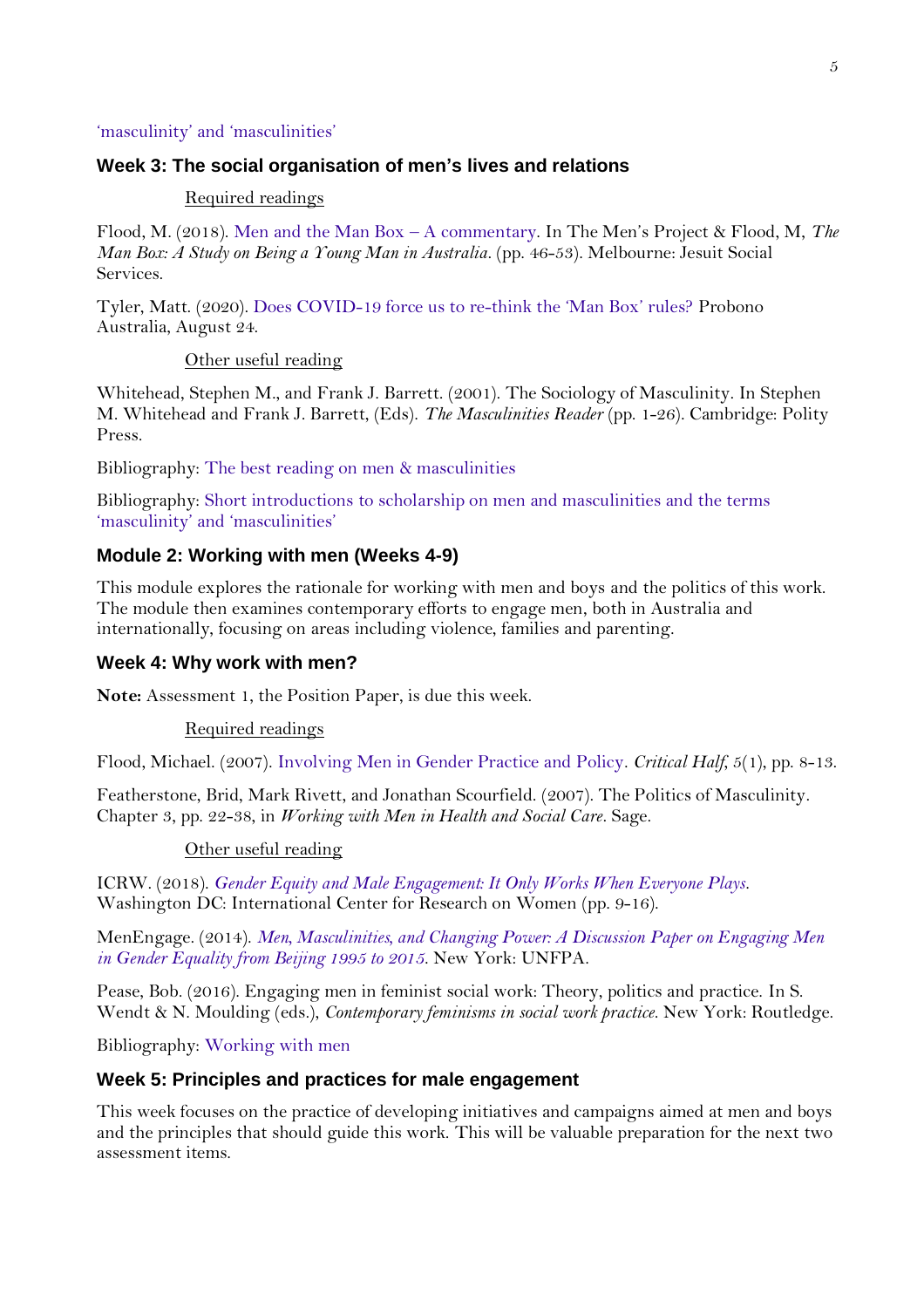'masculinity' and 'masculinities'

### Week 3: The social organisation of men's lives and relations

Required readings

Flood, M. (2018). Men and the Man Box – A commentary. In The Men's Project & Flood, M, *The Man Box: A Study on Being a Young Man in Australia*. (pp. 46-53). Melbourne: Jesuit Social Services.

Tyler, Matt. (2020). Does COVID-19 force us to re-think the 'Man Box' rules? Probono Australia, August 24.

Other useful reading

Whitehead, Stephen M., and Frank J. Barrett. (2001). The Sociology of Masculinity. In Stephen M. Whitehead and Frank J. Barrett, (Eds). *The Masculinities Reader* (pp. 1-26). Cambridge: Polity Press.

Bibliography: The best reading on men & masculinities

Bibliography: Short introductions to scholarship on men and masculinities and the terms 'masculinity' and 'masculinities'

## Module 2: Working with men (Weeks 4-9)

This module explores the rationale for working with men and boys and the politics of this work. The module then examines contemporary efforts to engage men, both in Australia and internationally, focusing on areas including violence, families and parenting.

### Week 4: Why work with men?

**Note:** Assessment 1, the Position Paper, is due this week.

Required readings

Flood, Michael. (2007). Involving Men in Gender Practice and Policy. *Critical Half*, 5(1), pp. 8-13.

Featherstone, Brid, Mark Rivett, and Jonathan Scourfield. (2007). The Politics of Masculinity. Chapter 3, pp. 22-38, in *Working with Men in Health and Social Care*. Sage.

Other useful reading

ICRW. (2018). *Gender Equity and Male Engagement: It Only Works When Everyone Plays*. Washington DC: International Center for Research on Women (pp. 9-16).

MenEngage. (2014). *Men, Masculinities, and Changing Power: A Discussion Paper on Engaging Men in Gender Equality from Beijing 1995 to 2015*. New York: UNFPA.

Pease, Bob. (2016). Engaging men in feminist social work: Theory, politics and practice. In S. Wendt & N. Moulding (eds.), *Contemporary feminisms in social work practice*. New York: Routledge.

Bibliography: Working with men

### Week 5: Principles and practices for male engagement

This week focuses on the practice of developing initiatives and campaigns aimed at men and boys and the principles that should guide this work. This will be valuable preparation for the next two assessment items.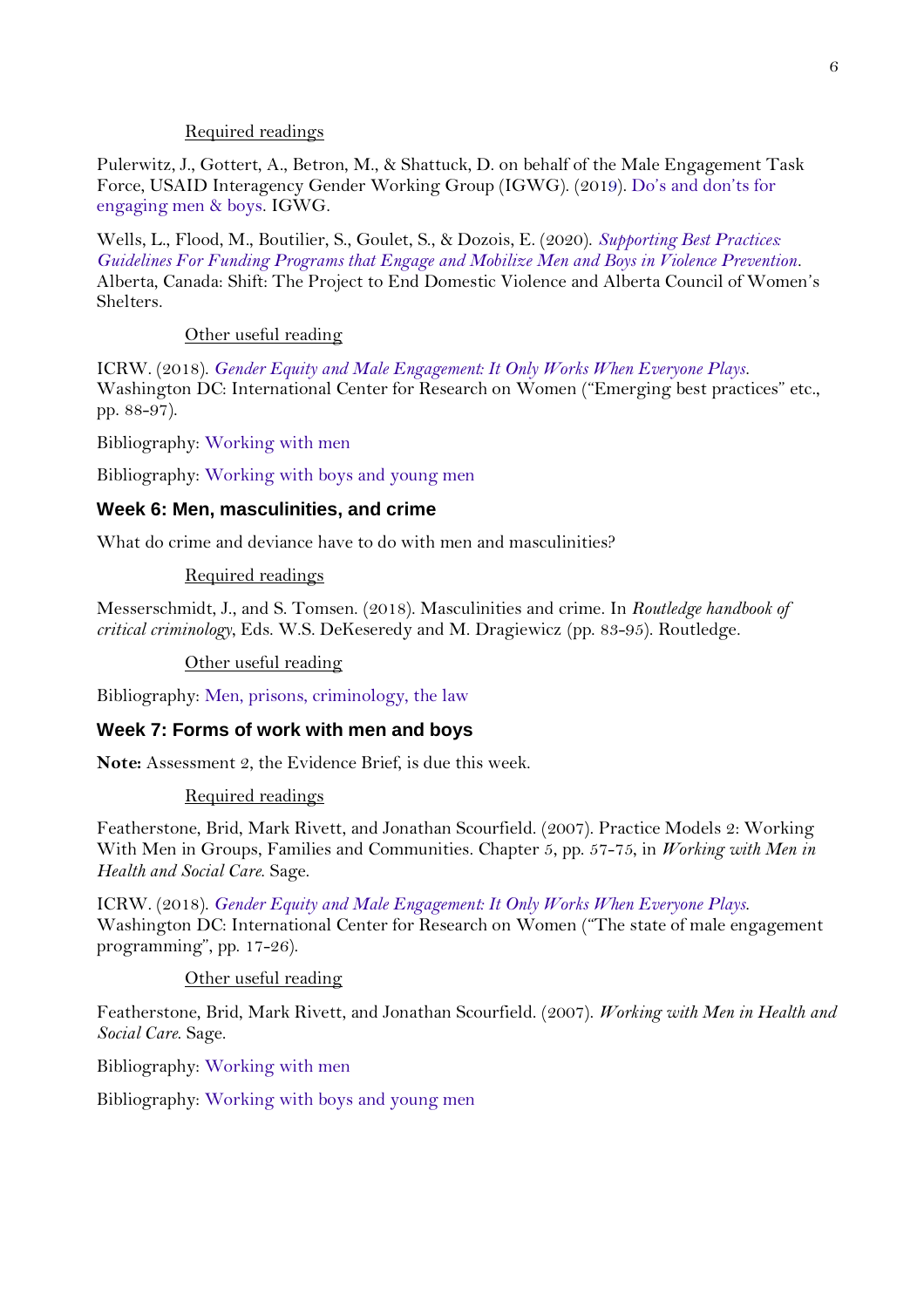Required readings

Pulerwitz, J., Gottert, A., Betron, M., & Shattuck, D. on behalf of the Male Engagement Task Force, USAID Interagency Gender Working Group (IGWG). (2019). Do's and don'ts for engaging men & boys. IGWG.

Wells, L., Flood, M., Boutilier, S., Goulet, S., & Dozois, E. (2020). *Supporting Best Practices: Guidelines For Funding Programs that Engage and Mobilize Men and Boys in Violence Prevention*. Alberta, Canada: Shift: The Project to End Domestic Violence and Alberta Council of Women's Shelters.

Other useful reading

ICRW. (2018). *Gender Equity and Male Engagement: It Only Works When Everyone Plays*. Washington DC: International Center for Research on Women ("Emerging best practices" etc., pp. 88-97).

Bibliography: Working with men

Bibliography: Working with boys and young men

### Week 6: Men, masculinities, and crime

What do crime and deviance have to do with men and masculinities?

Required readings

Messerschmidt, J., and S. Tomsen. (2018). Masculinities and crime. In *Routledge handbook of critical criminology*, Eds. W.S. DeKeseredy and M. Dragiewicz (pp. 83-95). Routledge.

Other useful reading

Bibliography: Men, prisons, criminology, the law

### Week 7: Forms of work with men and boys

**Note:** Assessment 2, the Evidence Brief, is due this week.

Required readings

Featherstone, Brid, Mark Rivett, and Jonathan Scourfield. (2007). Practice Models 2: Working With Men in Groups, Families and Communities. Chapter 5, pp. 57-75, in *Working with Men in Health and Social Care*. Sage.

ICRW. (2018). *Gender Equity and Male Engagement: It Only Works When Everyone Plays*. Washington DC: International Center for Research on Women ("The state of male engagement programming", pp. 17-26).

Other useful reading

Featherstone, Brid, Mark Rivett, and Jonathan Scourfield. (2007). *Working with Men in Health and Social Care*. Sage.

Bibliography: Working with men

Bibliography: Working with boys and young men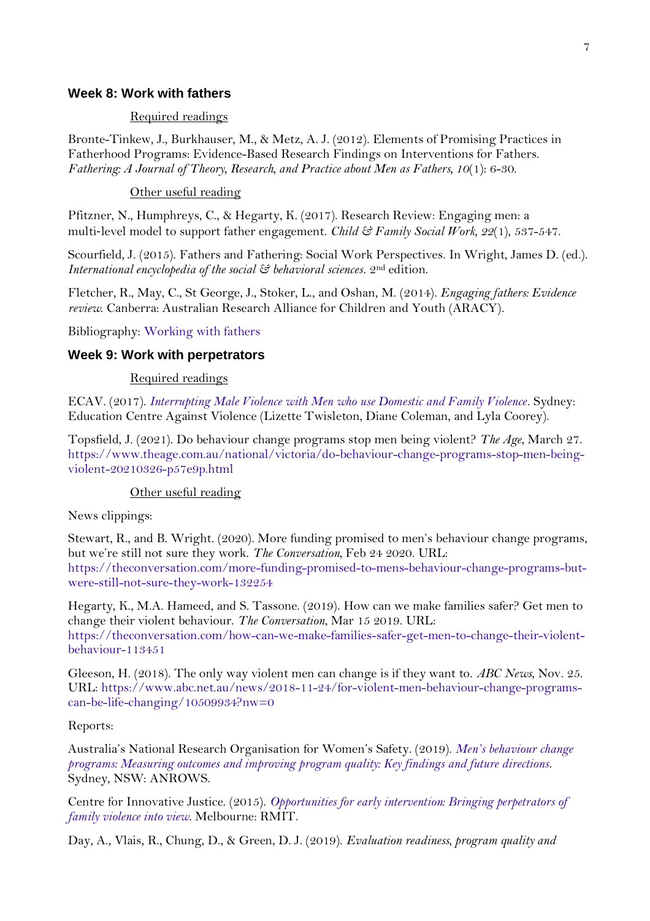## Week 8: Work with fathers

Required readings

Bronte-Tinkew, J., Burkhauser, M., & Metz, A. J. (2012). Elements of Promising Practices in Fatherhood Programs: Evidence-Based Research Findings on Interventions for Fathers. *Fathering: A Journal of Theory, Research, and Practice about Men as Fathers, 10*(1): 6-30.

Other useful reading

Pfitzner, N., Humphreys, C., & Hegarty, K. (2017). Research Review: Engaging men: a multi-level model to support father engagement. *Child & Family Social Work, 22*(1), 537-547.

Scourfield, J. (2015). Fathers and Fathering: Social Work Perspectives. In Wright, James D. (ed.). *International encyclopedia of the social & behavioral sciences.* 2nd edition.

Fletcher, R., May, C., St George, J., Stoker, L., and Oshan, M. (2014). *Engaging fathers: Evidence review.* Canberra: Australian Research Alliance for Children and Youth (ARACY).

Bibliography: Working with fathers

## Week 9: Work with perpetrators

Required readings

ECAV. (2017). *Interrupting Male Violence with Men who use Domestic and Family Violence*. Sydney: Education Centre Against Violence (Lizette Twisleton, Diane Coleman, and Lyla Coorey).

Topsfield, J. (2021). Do behaviour change programs stop men being violent? *The Age*, March 27. https://www.theage.com.au/national/victoria/do-behaviour-change-programs-stop-men-being-violent-20210326-p57e9p.html

Other useful reading

News clippings:

Stewart, R., and B. Wright. (2020). More funding promised to men's behaviour change programs, but we're still not sure they work. *The Conversation*, Feb 24 2020. URL: https://theconversation.com/more-funding-promised-to-mens-behaviour-change-programs-but-were-still-not-sure-they-work-132254

Hegarty, K., M.A. Hameed, and S. Tassone. (2019). How can we make families safer? Get men to change their violent behaviour. *The Conversation*, Mar 15 2019. URL: https://theconversation.com/how-can-we-make-families-safer-get-men-to-change-their-violent-behaviour-113451

Gleeson, H. (2018). The only way violent men can change is if they want to. *ABC News*, Nov. 25. URL: https://www.abc.net.au/news/2018-11-24/for-violent-men-behaviour-change-programs-can-be-life-changing/10509934?nw=0

Reports:

Australia's National Research Organisation for Women's Safety. (2019). *Men's behaviour change programs: Measuring outcomes and improving program quality: Key findings and future directions*. Sydney, NSW: ANROWS.

Centre for Innovative Justice. (2015). *Opportunities for early intervention: Bringing perpetrators of family violence into view*. Melbourne: RMIT.

Day, A., Vlais, R., Chung, D., & Green, D. J. (2019). *Evaluation readiness, program quality and*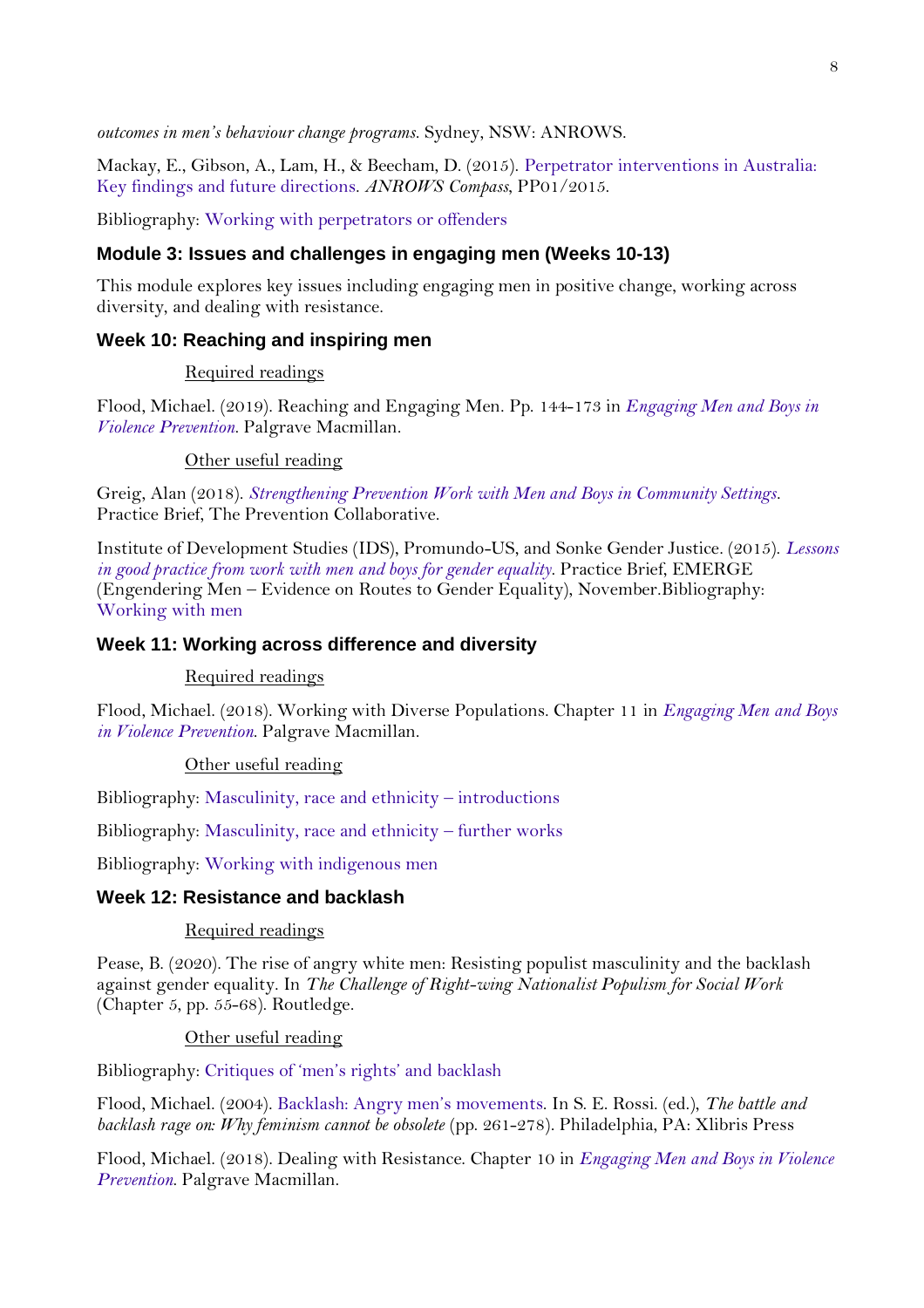*outcomes in men's behaviour change programs*. Sydney, NSW: ANROWS.

Mackay, E., Gibson, A., Lam, H., & Beecham, D. (2015). Perpetrator interventions in Australia: Key findings and future directions. *ANROWS Compass*, PP01/2015.

Bibliography: Working with perpetrators or offenders

## Module 3: Issues and challenges in engaging men (Weeks 10-13)

This module explores key issues including engaging men in positive change, working across diversity, and dealing with resistance.

### Week 10: Reaching and inspiring men

Required readings

Flood, Michael. (2019). Reaching and Engaging Men. Pp. 144-173 in *Engaging Men and Boys in Violence Prevention*. Palgrave Macmillan.

Other useful reading

Greig, Alan (2018). *Strengthening Prevention Work with Men and Boys in Community Settings*. Practice Brief, The Prevention Collaborative.

Institute of Development Studies (IDS), Promundo-US, and Sonke Gender Justice. (2015). *Lessons in good practice from work with men and boys for gender equality*. Practice Brief, EMERGE (Engendering Men – Evidence on Routes to Gender Equality), November.Bibliography: Working with men

### Week 11: Working across difference and diversity

Required readings

Flood, Michael. (2018). Working with Diverse Populations. Chapter 11 in *Engaging Men and Boys in Violence Prevention*. Palgrave Macmillan.

Other useful reading

Bibliography: Masculinity, race and ethnicity – introductions

Bibliography: Masculinity, race and ethnicity – further works

Bibliography: Working with indigenous men

### Week 12: Resistance and backlash

Required readings

Pease, B. (2020). The rise of angry white men: Resisting populist masculinity and the backlash against gender equality. In *The Challenge of Right-wing Nationalist Populism for Social Work* (Chapter 5, pp. 55-68). Routledge.

Other useful reading

Bibliography: Critiques of 'men's rights' and backlash

Flood, Michael. (2004). Backlash: Angry men's movements. In S. E. Rossi. (ed.), *The battle and backlash rage on: Why feminism cannot be obsolete* (pp. 261-278). Philadelphia, PA: Xlibris Press

Flood, Michael. (2018). Dealing with Resistance. Chapter 10 in *Engaging Men and Boys in Violence Prevention*. Palgrave Macmillan.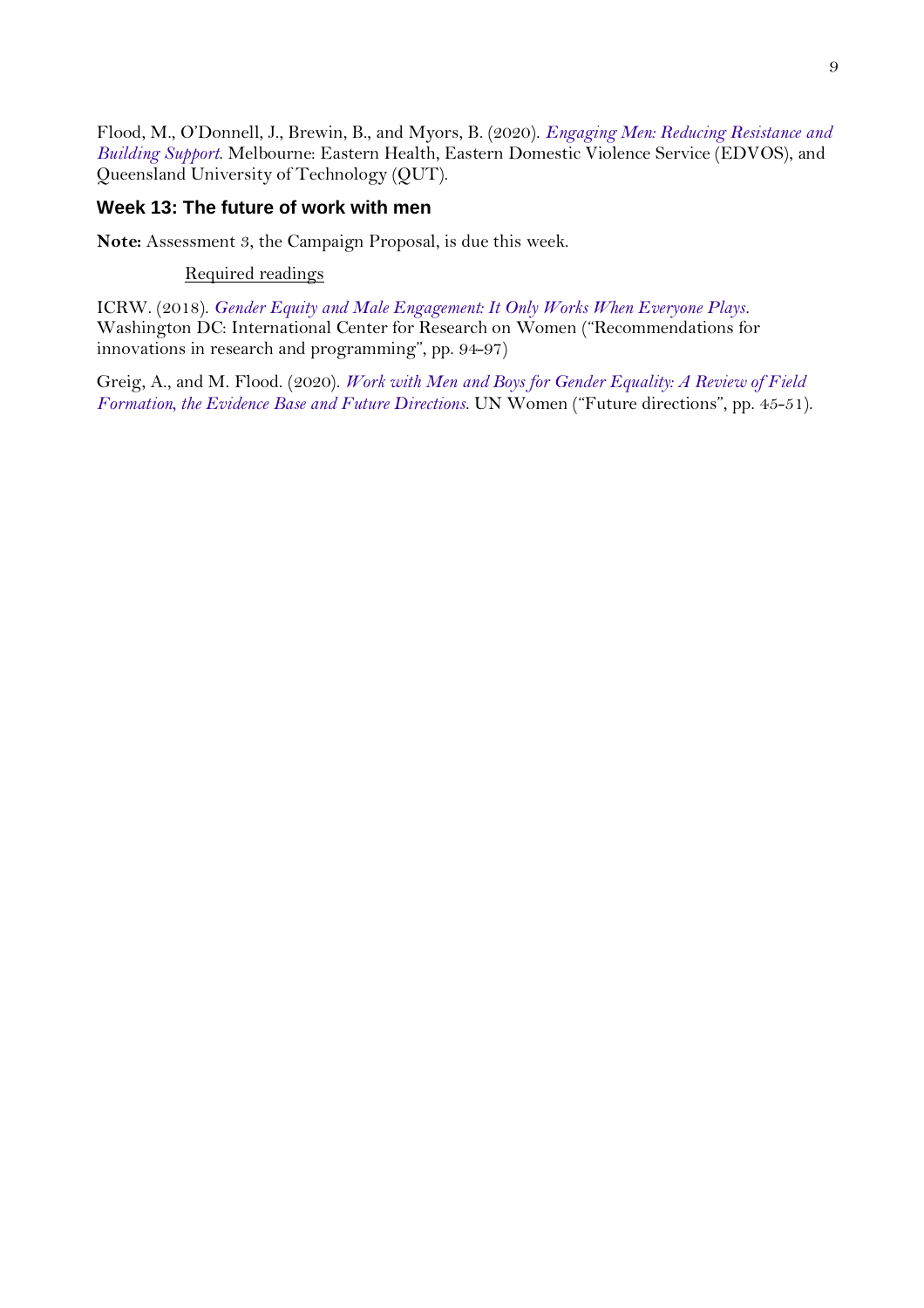Flood, M., O'Donnell, J., Brewin, B., and Myors, B. (2020). *Engaging Men: Reducing Resistance and Building Support*. Melbourne: Eastern Health, Eastern Domestic Violence Service (EDVOS), and Queensland University of Technology (QUT).

## Week 13: The future of work with men

**Note:** Assessment 3, the Campaign Proposal, is due this week.

Required readings

ICRW. (2018). *Gender Equity and Male Engagement: It Only Works When Everyone Plays*. Washington DC: International Center for Research on Women ("Recommendations for innovations in research and programming", pp. 94-97)

Greig, A., and M. Flood. (2020). *Work with Men and Boys for Gender Equality: A Review of Field Formation, the Evidence Base and Future Directions*. UN Women ("Future directions", pp. 45-51).